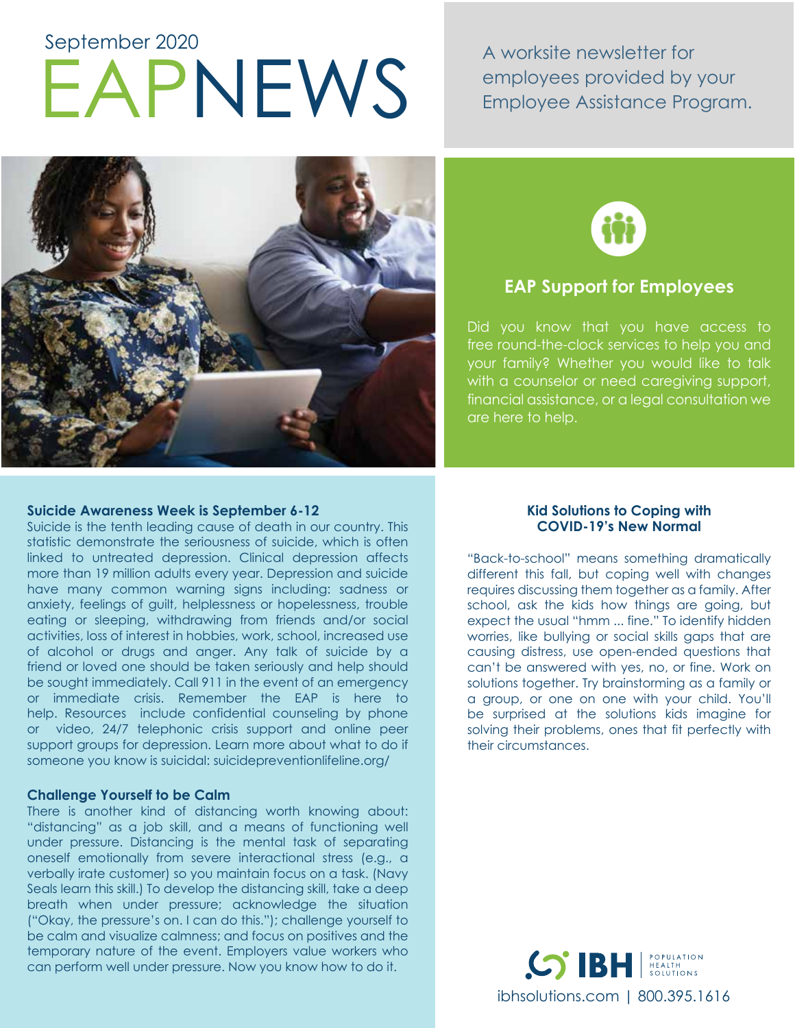September 2020

# EAPNEWS

A worksite newsletter for employees provided by your Employee Assistance Program.

## EAP Support for Employees

Did you know that you have access to free round-the-clock services to help you and your family? Whether you would like to talk with a counselor or need caregiving support, financial assistance, or a legal consultation we are here to help.

### Suicide Awareness Week is September 6-12

Suicide is the tenth leading cause of death in our country. This statistic demonstrate the seriousness of suicide, which is often linked to untreated depression. Clinical depression affects more than 19 million adults every year. Depression and suicide have many common warning signs including: sadness or anxiety, feelings of guilt, helplessness or hopelessness, trouble eating or sleeping, withdrawing from friends and/or social activities, loss of interest in hobbies, work, school, increased use of alcohol or drugs and anger. Any talk of suicide by a friend or loved one should be taken seriously and help should be sought immediately. Call 911 in the event of an emergency or immediate crisis. Remember the EAP is here to help. Resources include confidential counseling by phone or video, 24/7 telephonic crisis support and online peer support groups for depression. Learn more about what to do if someone you know is suicidal: suicidepreventionlifeline.org/

### Challenge Yourself to be Calm

There is another kind of distancing worth knowing about: "distancing" as a job skill, and a means of functioning well under pressure. Distancing is the mental task of separating oneself emotionally from severe interactional stress (e.g., a verbally irate customer) so you maintain focus on a task. (Navy Seals learn this skill.) To develop the distancing skill, take a deep breath when under pressure; acknowledge the situation ("Okay, the pressure's on. I can do this."); challenge yourself to be calm and visualize calmness; and focus on positives and the temporary nature of the event. Employers value workers who can perform well under pressure. Now you know how to do it.

### Kid Solutions to Coping with COVID-19's New Normal

"Back-to-school" means something dramatically different this fall, but coping well with changes requires discussing them together as a family. After school, ask the kids how things are going, but expect the usual "hmm ... fine." To identify hidden worries, like bullying or social skills gaps that are causing distress, use open-ended questions that can't be answered with yes, no, or fine. Work on solutions together. Try brainstorming as a family or a group, or one on one with your child. You'll be surprised at the solutions kids imagine for solving their problems, ones that fit perfectly with their circumstances.

IBH POPULATION HEALTH SOLUTIONS

ibhsolutions.com | 800.395.1616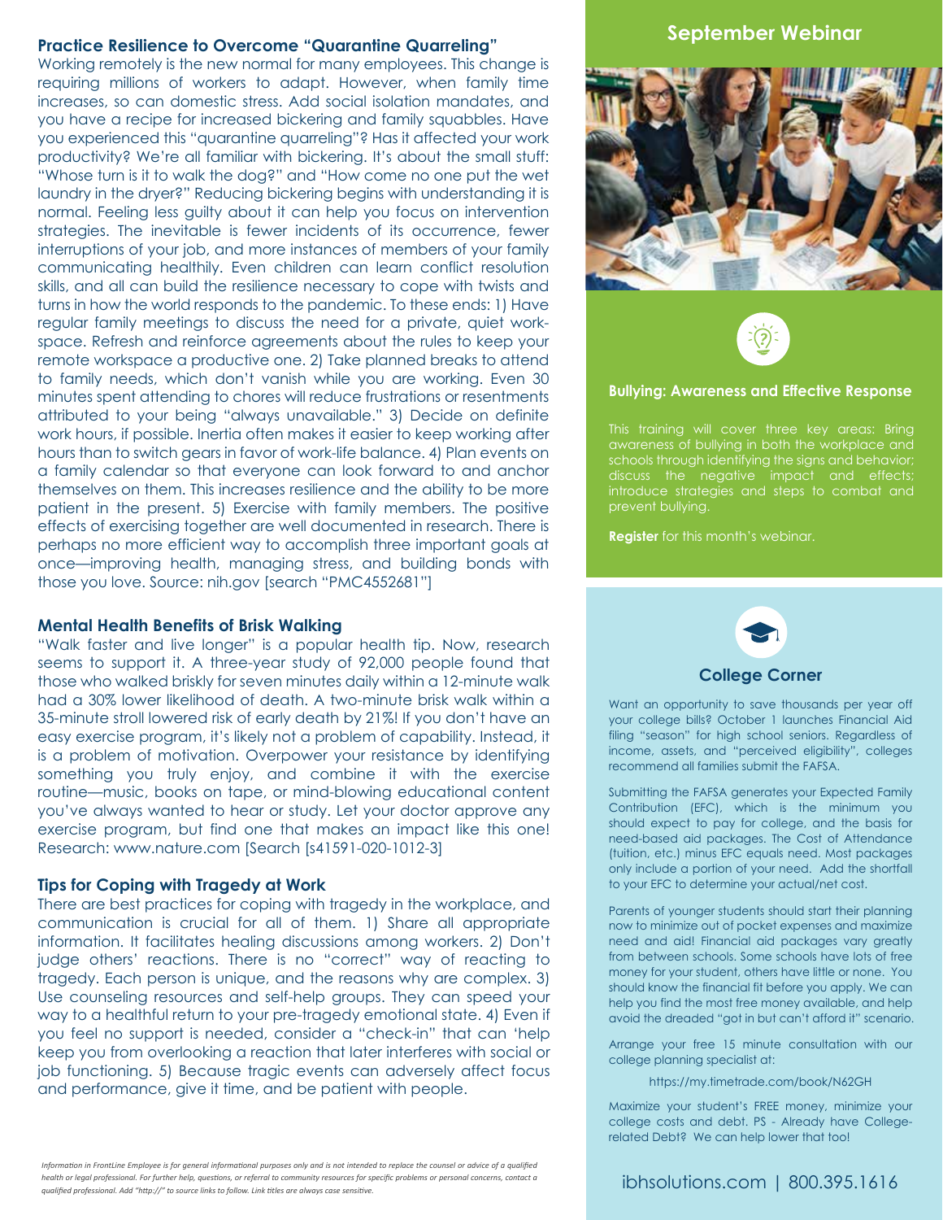## Practice Resilience to Overcome "Quarantine Quarreling"

Working remotely is the new normal for many employees. This change is requiring millions of workers to adapt. However, when family time increases, so can domestic stress. Add social isolation mandates, and you have a recipe for increased bickering and family squabbles. Have you experienced this "quarantine quarreling"? Has it affected your work productivity? We're all familiar with bickering. It's about the small stuff: "Whose turn is it to walk the dog?" and "How come no one put the wet laundry in the dryer?" Reducing bickering begins with understanding it is normal. Feeling less guilty about it can help you focus on intervention strategies. The inevitable is fewer incidents of its occurrence, fewer interruptions of your job, and more instances of members of your family communicating healthily. Even children can learn conflict resolution skills, and all can build the resilience necessary to cope with twists and turns in how the world responds to the pandemic. To these ends: 1) Have regular family meetings to discuss the need for a private, quiet workspace. Refresh and reinforce agreements about the rules to keep your remote workspace a productive one. 2) Take planned breaks to attend to family needs, which don't vanish while you are working. Even 30 minutes spent attending to chores will reduce frustrations or resentments attributed to your being "always unavailable." 3) Decide on definite work hours, if possible. Inertia often makes it easier to keep working after hours than to switch gears in favor of work-life balance. 4) Plan events on a family calendar so that everyone can look forward to and anchor themselves on them. This increases resilience and the ability to be more patient in the present. 5) Exercise with family members. The positive effects of exercising together are well documented in research. There is perhaps no more efficient way to accomplish three important goals at once—improving health, managing stress, and building bonds with those you love. Source: nih.gov [search "PMC4552681"]

## Mental Health Benefits of Brisk Walking

"Walk faster and live longer" is a popular health tip. Now, research seems to support it. A three-year study of 92,000 people found that those who walked briskly for seven minutes daily within a 12-minute walk had a 30% lower likelihood of death. A two-minute brisk walk within a 35-minute stroll lowered risk of early death by 21%! If you don't have an easy exercise program, it's likely not a problem of capability. Instead, it is a problem of motivation. Overpower your resistance by identifying something you truly enjoy, and combine it with the exercise routine—music, books on tape, or mind-blowing educational content you've always wanted to hear or study. Let your doctor approve any exercise program, but find one that makes an impact like this one! Research: www.nature.com [Search [s41591-020-1012-3]

## Tips for Coping with Tragedy at Work

There are best practices for coping with tragedy in the workplace, and communication is crucial for all of them. 1) Share all appropriate information. It facilitates healing discussions among workers. 2) Don't judge others' reactions. There is no "correct" way of reacting to tragedy. Each person is unique, and the reasons why are complex. 3) Use counseling resources and self-help groups. They can speed your way to a healthful return to your pre-tragedy emotional state. 4) Even if you feel no support is needed, consider a "check-in" that can 'help keep you from overlooking a reaction that later interferes with social or job functioning. 5) Because tragic events can adversely affect focus and performance, give it time, and be patient with people.

*Information in FrontLine Employee is for general informational purposes only and is not intended to replace the counsel or advice of a qualified health or legal professional. For further help, questions, or referral to community resources for specific problems or personal concerns, contact a qualified professional. Add "http://" to source links to follow. Link titles are always case sensitive.*

## September Webinar

### Bullying: Awareness and Effective Response

This training will cover three key areas: Bring awareness of bullying in both the workplace and schools through identifying the signs and behavior; discuss the negative impact and effects; introduce strategies and steps to combat and prevent bullying.

**Register** for this month's webinar.

## College Corner

Want an opportunity to save thousands per year off your college bills? October 1 launches Financial Aid filing "season" for high school seniors. Regardless of income, assets, and "perceived eligibility", colleges recommend all families submit the FAFSA.

Submitting the FAFSA generates your Expected Family Contribution (EFC), which is the minimum you should expect to pay for college, and the basis for need-based aid packages. The Cost of Attendance (tuition, etc.) minus EFC equals need. Most packages only include a portion of your need. Add the shortfall to your EFC to determine your actual/net cost.

Parents of younger students should start their planning now to minimize out of pocket expenses and maximize need and aid! Financial aid packages vary greatly from between schools. Some schools have lots of free money for your student, others have little or none. You should know the financial fit before you apply. We can help you find the most free money available, and help avoid the dreaded "got in but can't afford it" scenario.

Arrange your free 15 minute consultation with our college planning specialist at:

https://my.timetrade.com/book/N62GH

Maximize your student's FREE money, minimize your college costs and debt. PS - Already have College-related Debt? We can help lower that too!

ibhsolutions.com | 800.395.1616